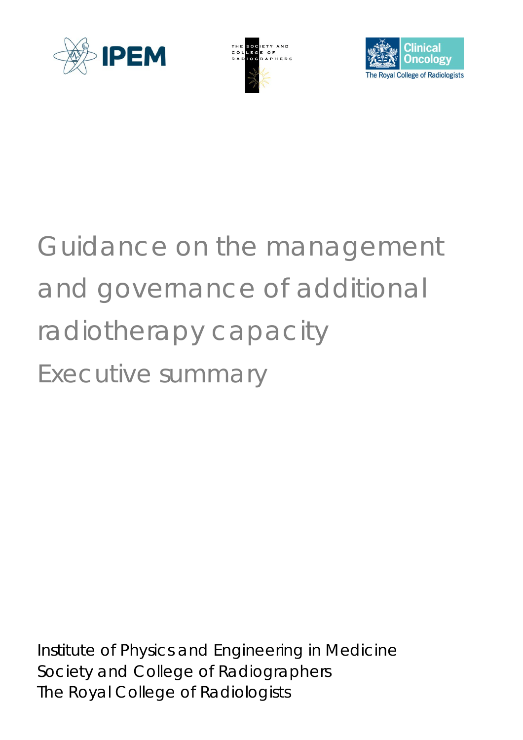# Guidance on the management and governance of additional radiotherapy capacity

## Executive summary

Institute of Physics and Engineering in Medicine
Society and College of Radiographers
The Royal College of Radiologists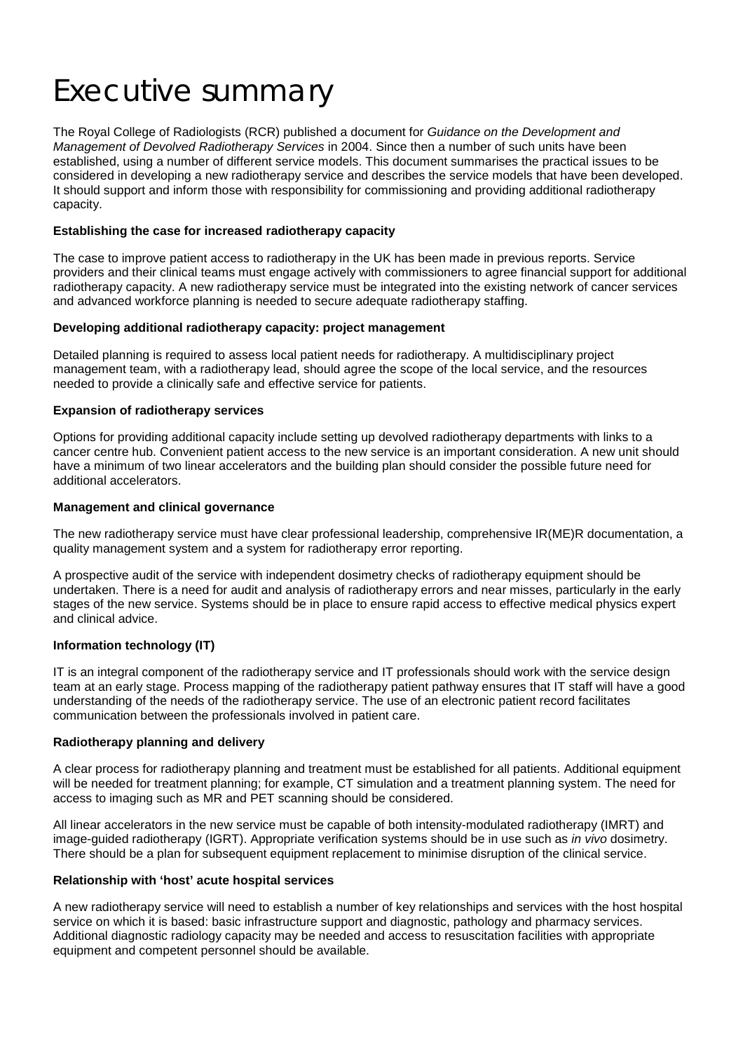# Executive summary

The Royal College of Radiologists (RCR) published a document for *Guidance on the Development and Management of Devolved Radiotherapy Services* in 2004. Since then a number of such units have been established, using a number of different service models. This document summarises the practical issues to be considered in developing a new radiotherapy service and describes the service models that have been developed. It should support and inform those with responsibility for commissioning and providing additional radiotherapy capacity.

**Establishing the case for increased radiotherapy capacity**

The case to improve patient access to radiotherapy in the UK has been made in previous reports. Service providers and their clinical teams must engage actively with commissioners to agree financial support for additional radiotherapy capacity. A new radiotherapy service must be integrated into the existing network of cancer services and advanced workforce planning is needed to secure adequate radiotherapy staffing.

**Developing additional radiotherapy capacity: project management**

Detailed planning is required to assess local patient needs for radiotherapy. A multidisciplinary project management team, with a radiotherapy lead, should agree the scope of the local service, and the resources needed to provide a clinically safe and effective service for patients.

**Expansion of radiotherapy services**

Options for providing additional capacity include setting up devolved radiotherapy departments with links to a cancer centre hub. Convenient patient access to the new service is an important consideration. A new unit should have a minimum of two linear accelerators and the building plan should consider the possible future need for additional accelerators.

**Management and clinical governance**

The new radiotherapy service must have clear professional leadership, comprehensive IR(ME)R documentation, a quality management system and a system for radiotherapy error reporting.

A prospective audit of the service with independent dosimetry checks of radiotherapy equipment should be undertaken. There is a need for audit and analysis of radiotherapy errors and near misses, particularly in the early stages of the new service. Systems should be in place to ensure rapid access to effective medical physics expert and clinical advice.

**Information technology (IT)**

IT is an integral component of the radiotherapy service and IT professionals should work with the service design team at an early stage. Process mapping of the radiotherapy patient pathway ensures that IT staff will have a good understanding of the needs of the radiotherapy service. The use of an electronic patient record facilitates communication between the professionals involved in patient care.

**Radiotherapy planning and delivery**

A clear process for radiotherapy planning and treatment must be established for all patients. Additional equipment will be needed for treatment planning; for example, CT simulation and a treatment planning system. The need for access to imaging such as MR and PET scanning should be considered.

All linear accelerators in the new service must be capable of both intensity-modulated radiotherapy (IMRT) and image-guided radiotherapy (IGRT). Appropriate verification systems should be in use such as *in vivo* dosimetry. There should be a plan for subsequent equipment replacement to minimise disruption of the clinical service.

**Relationship with 'host' acute hospital services**

A new radiotherapy service will need to establish a number of key relationships and services with the host hospital service on which it is based: basic infrastructure support and diagnostic, pathology and pharmacy services. Additional diagnostic radiology capacity may be needed and access to resuscitation facilities with appropriate equipment and competent personnel should be available.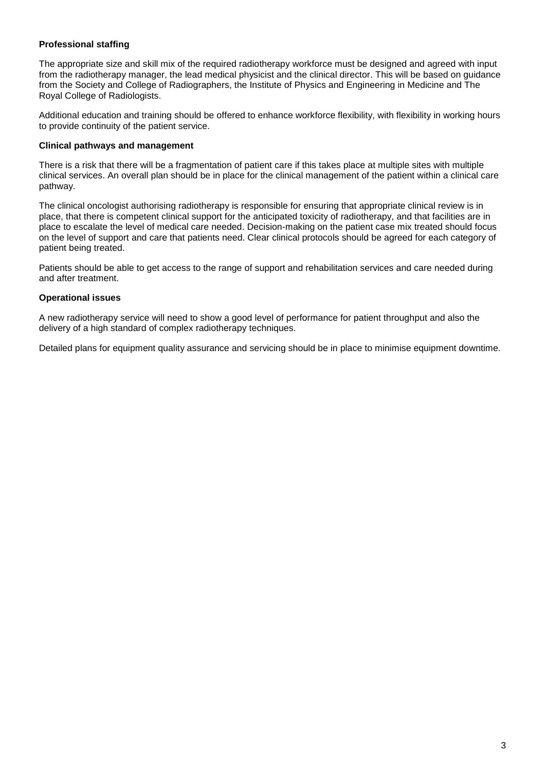**Professional staffing**

The appropriate size and skill mix of the required radiotherapy workforce must be designed and agreed with input from the radiotherapy manager, the lead medical physicist and the clinical director. This will be based on guidance from the Society and College of Radiographers, the Institute of Physics and Engineering in Medicine and The Royal College of Radiologists.

Additional education and training should be offered to enhance workforce flexibility, with flexibility in working hours to provide continuity of the patient service.

**Clinical pathways and management**

There is a risk that there will be a fragmentation of patient care if this takes place at multiple sites with multiple clinical services. An overall plan should be in place for the clinical management of the patient within a clinical care pathway.

The clinical oncologist authorising radiotherapy is responsible for ensuring that appropriate clinical review is in place, that there is competent clinical support for the anticipated toxicity of radiotherapy, and that facilities are in place to escalate the level of medical care needed. Decision-making on the patient case mix treated should focus on the level of support and care that patients need. Clear clinical protocols should be agreed for each category of patient being treated.

Patients should be able to get access to the range of support and rehabilitation services and care needed during and after treatment.

**Operational issues**

A new radiotherapy service will need to show a good level of performance for patient throughput and also the delivery of a high standard of complex radiotherapy techniques.

Detailed plans for equipment quality assurance and servicing should be in place to minimise equipment downtime.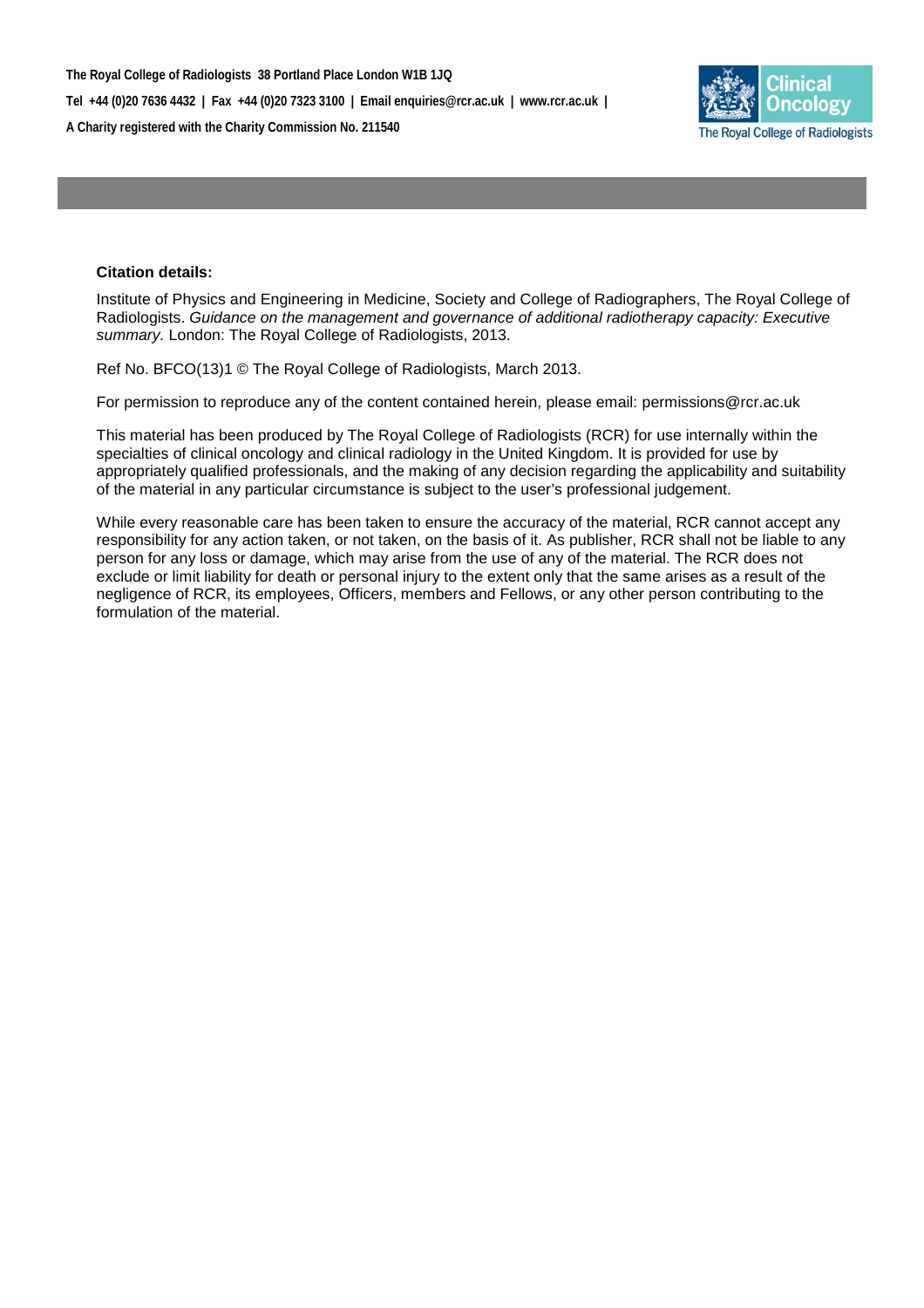The Royal College of Radiologists 38 Portland Place London W1B 1JQ

Tel +44 (0)20 7636 4432 | Fax +44 (0)20 7323 3100 | Email enquiries@rcr.ac.uk | www.rcr.ac.uk |

A Charity registered with the Charity Commission No. 211540

Clinical Oncology
The Royal College of Radiologists

**Citation details:**

Institute of Physics and Engineering in Medicine, Society and College of Radiographers, The Royal College of Radiologists. *Guidance on the management and governance of additional radiotherapy capacity: Executive summary.* London: The Royal College of Radiologists, 2013.

Ref No. BFCO(13)1 © The Royal College of Radiologists, March 2013.

For permission to reproduce any of the content contained herein, please email: permissions@rcr.ac.uk

This material has been produced by The Royal College of Radiologists (RCR) for use internally within the specialties of clinical oncology and clinical radiology in the United Kingdom. It is provided for use by appropriately qualified professionals, and the making of any decision regarding the applicability and suitability of the material in any particular circumstance is subject to the user's professional judgement.

While every reasonable care has been taken to ensure the accuracy of the material, RCR cannot accept any responsibility for any action taken, or not taken, on the basis of it. As publisher, RCR shall not be liable to any person for any loss or damage, which may arise from the use of any of the material. The RCR does not exclude or limit liability for death or personal injury to the extent only that the same arises as a result of the negligence of RCR, its employees, Officers, members and Fellows, or any other person contributing to the formulation of the material.